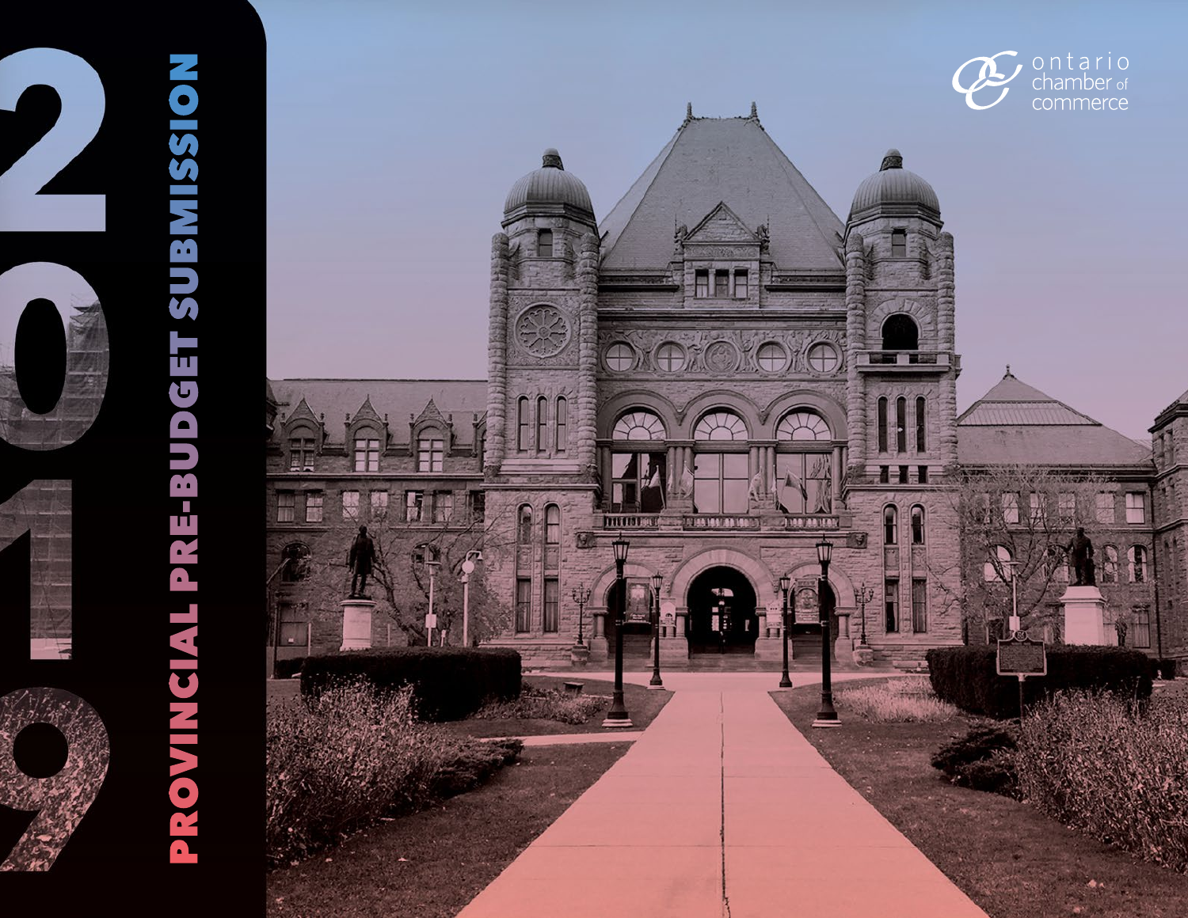# 2019 PROVINCIAL PRE-BUDGET SUBMISSION

ontario chamber of commerce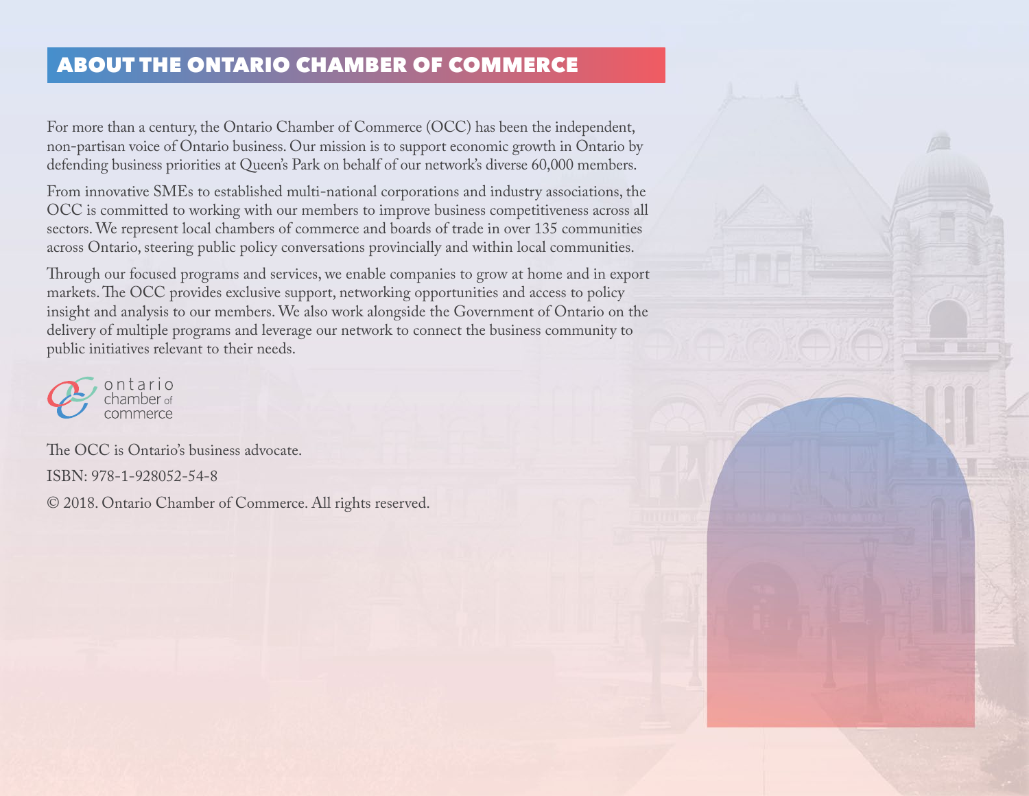## ABOUT THE ONTARIO CHAMBER OF COMMERCE

For more than a century, the Ontario Chamber of Commerce (OCC) has been the independent, non-partisan voice of Ontario business. Our mission is to support economic growth in Ontario by defending business priorities at Queen's Park on behalf of our network's diverse 60,000 members.

From innovative SMEs to established multi-national corporations and industry associations, the OCC is committed to working with our members to improve business competitiveness across all sectors. We represent local chambers of commerce and boards of trade in over 135 communities across Ontario, steering public policy conversations provincially and within local communities.

Through our focused programs and services, we enable companies to grow at home and in export markets. The OCC provides exclusive support, networking opportunities and access to policy insight and analysis to our members. We also work alongside the Government of Ontario on the delivery of multiple programs and leverage our network to connect the business community to public initiatives relevant to their needs.

ontario chamber of commerce

The OCC is Ontario's business advocate.

ISBN: 978-1-928052-54-8

© 2018. Ontario Chamber of Commerce. All rights reserved.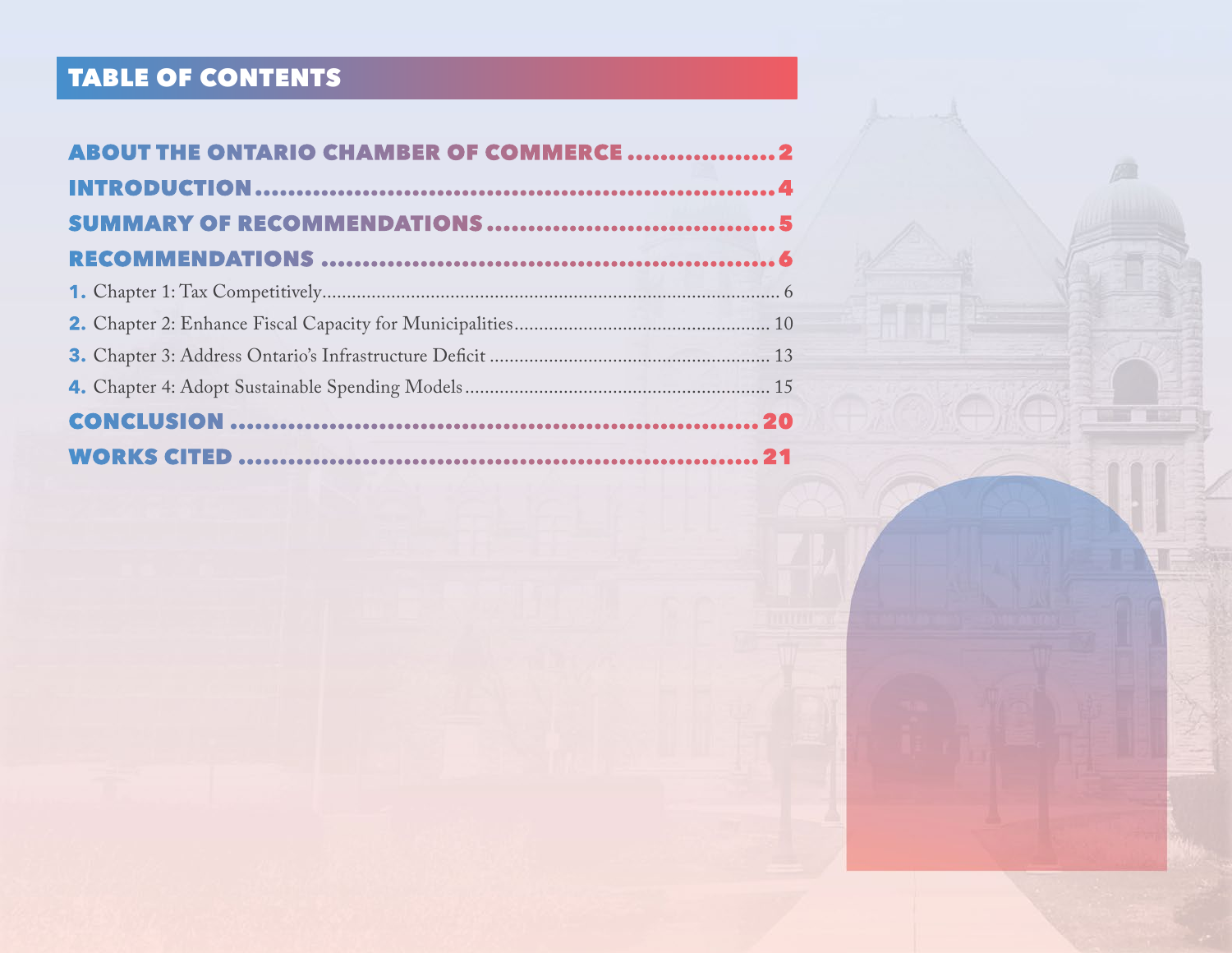# TABLE OF CONTENTS

**ABOUT THE ONTARIO CHAMBER OF COMMERCE** .................. 2

**INTRODUCTION** .................. 4

**SUMMARY OF RECOMMENDATIONS** .................. 5

**RECOMMENDATIONS** .................. 6

1. Chapter 1: Tax Competitively .................. 6
2. Chapter 2: Enhance Fiscal Capacity for Municipalities .................. 10
3. Chapter 3: Address Ontario's Infrastructure Deficit .................. 13
4. Chapter 4: Adopt Sustainable Spending Models .................. 15

**CONCLUSION** .................. 20

**WORKS CITED** .................. 21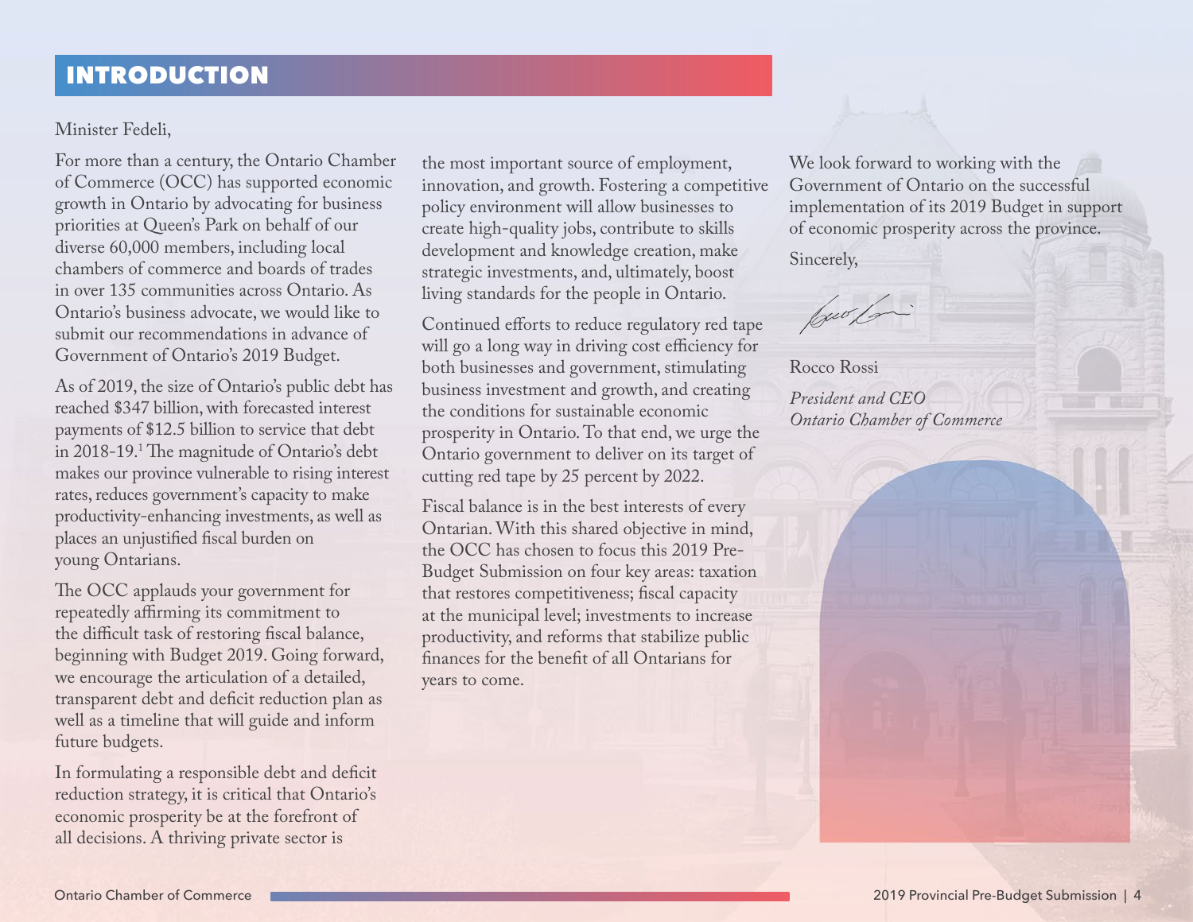## INTRODUCTION

Minister Fedeli,

For more than a century, the Ontario Chamber of Commerce (OCC) has supported economic growth in Ontario by advocating for business priorities at Queen's Park on behalf of our diverse 60,000 members, including local chambers of commerce and boards of trades in over 135 communities across Ontario. As Ontario's business advocate, we would like to submit our recommendations in advance of Government of Ontario's 2019 Budget.

As of 2019, the size of Ontario's public debt has reached $347 billion, with forecasted interest payments of $12.5 billion to service that debt in 2018-19.[1] The magnitude of Ontario's debt makes our province vulnerable to rising interest rates, reduces government's capacity to make productivity-enhancing investments, as well as places an unjustified fiscal burden on young Ontarians.

The OCC applauds your government for repeatedly affirming its commitment to the difficult task of restoring fiscal balance, beginning with Budget 2019. Going forward, we encourage the articulation of a detailed, transparent debt and deficit reduction plan as well as a timeline that will guide and inform future budgets.

In formulating a responsible debt and deficit reduction strategy, it is critical that Ontario's economic prosperity be at the forefront of all decisions. A thriving private sector is the most important source of employment, innovation, and growth. Fostering a competitive policy environment will allow businesses to create high-quality jobs, contribute to skills development and knowledge creation, make strategic investments, and, ultimately, boost living standards for the people in Ontario.

Continued efforts to reduce regulatory red tape will go a long way in driving cost efficiency for both businesses and government, stimulating business investment and growth, and creating the conditions for sustainable economic prosperity in Ontario. To that end, we urge the Ontario government to deliver on its target of cutting red tape by 25 percent by 2022.

Fiscal balance is in the best interests of every Ontarian. With this shared objective in mind, the OCC has chosen to focus this 2019 Pre-Budget Submission on four key areas: taxation that restores competitiveness; fiscal capacity at the municipal level; investments to increase productivity, and reforms that stabilize public finances for the benefit of all Ontarians for years to come.

We look forward to working with the Government of Ontario on the successful implementation of its 2019 Budget in support of economic prosperity across the province.

Sincerely,

Rocco Rossi

*President and CEO*
*Ontario Chamber of Commerce*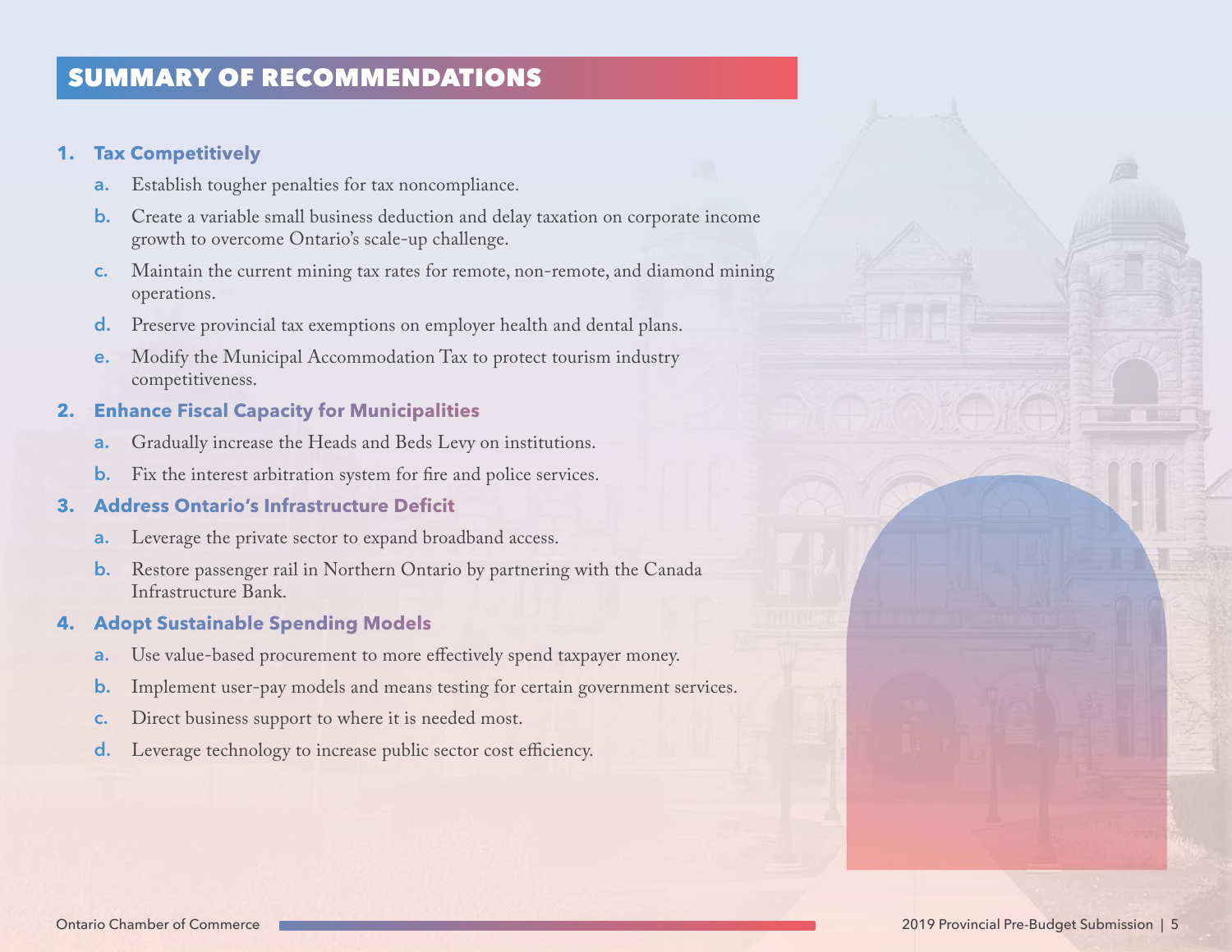## SUMMARY OF RECOMMENDATIONS

1. **Tax Competitively**
    - a. Establish tougher penalties for tax noncompliance.
    - b. Create a variable small business deduction and delay taxation on corporate income growth to overcome Ontario's scale-up challenge.
    - c. Maintain the current mining tax rates for remote, non-remote, and diamond mining operations.
    - d. Preserve provincial tax exemptions on employer health and dental plans.
    - e. Modify the Municipal Accommodation Tax to protect tourism industry competitiveness.
2. **Enhance Fiscal Capacity for Municipalities**
    - a. Gradually increase the Heads and Beds Levy on institutions.
    - b. Fix the interest arbitration system for fire and police services.
3. **Address Ontario's Infrastructure Deficit**
    - a. Leverage the private sector to expand broadband access.
    - b. Restore passenger rail in Northern Ontario by partnering with the Canada Infrastructure Bank.
4. **Adopt Sustainable Spending Models**
    - a. Use value-based procurement to more effectively spend taxpayer money.
    - b. Implement user-pay models and means testing for certain government services.
    - c. Direct business support to where it is needed most.
    - d. Leverage technology to increase public sector cost efficiency.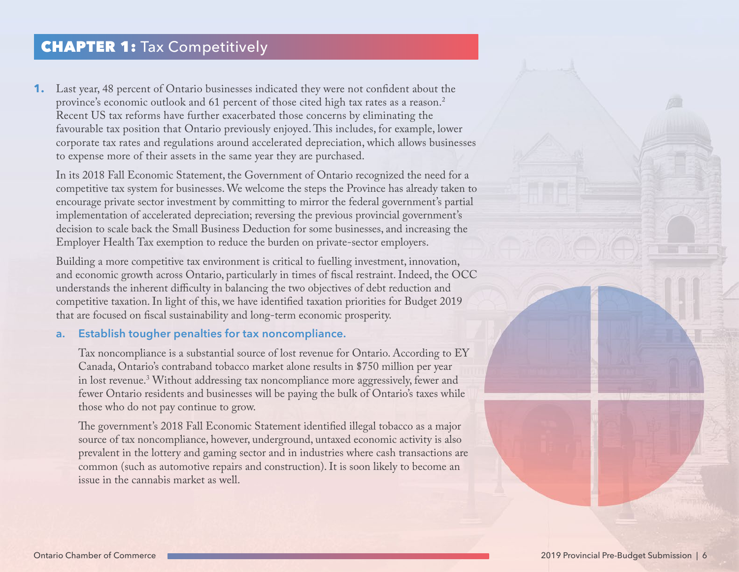## CHAPTER 1: Tax Competitively

1. Last year, 48 percent of Ontario businesses indicated they were not confident about the province's economic outlook and 61 percent of those cited high tax rates as a reason.[2] Recent US tax reforms have further exacerbated those concerns by eliminating the favourable tax position that Ontario previously enjoyed. This includes, for example, lower corporate tax rates and regulations around accelerated depreciation, which allows businesses to expense more of their assets in the same year they are purchased.

   In its 2018 Fall Economic Statement, the Government of Ontario recognized the need for a competitive tax system for businesses. We welcome the steps the Province has already taken to encourage private sector investment by committing to mirror the federal government's partial implementation of accelerated depreciation; reversing the previous provincial government's decision to scale back the Small Business Deduction for some businesses, and increasing the Employer Health Tax exemption to reduce the burden on private-sector employers.

   Building a more competitive tax environment is critical to fuelling investment, innovation, and economic growth across Ontario, particularly in times of fiscal restraint. Indeed, the OCC understands the inherent difficulty in balancing the two objectives of debt reduction and competitive taxation. In light of this, we have identified taxation priorities for Budget 2019 that are focused on fiscal sustainability and long-term economic prosperity.

   a. **Establish tougher penalties for tax noncompliance.**

      Tax noncompliance is a substantial source of lost revenue for Ontario. According to EY Canada, Ontario's contraband tobacco market alone results in $750 million per year in lost revenue.[3] Without addressing tax noncompliance more aggressively, fewer and fewer Ontario residents and businesses will be paying the bulk of Ontario's taxes while those who do not pay continue to grow.

      The government's 2018 Fall Economic Statement identified illegal tobacco as a major source of tax noncompliance, however, underground, untaxed economic activity is also prevalent in the lottery and gaming sector and in industries where cash transactions are common (such as automotive repairs and construction). It is soon likely to become an issue in the cannabis market as well.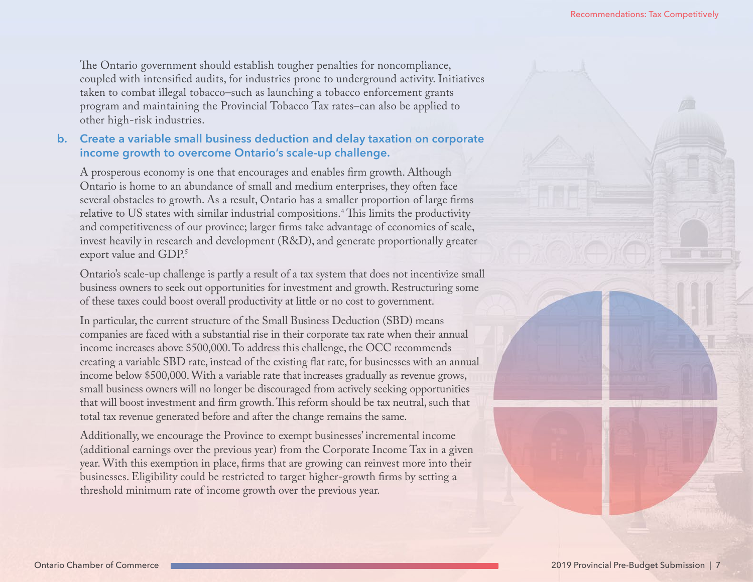The Ontario government should establish tougher penalties for noncompliance, coupled with intensified audits, for industries prone to underground activity. Initiatives taken to combat illegal tobacco–such as launching a tobacco enforcement grants program and maintaining the Provincial Tobacco Tax rates–can also be applied to other high-risk industries.

### b. Create a variable small business deduction and delay taxation on corporate income growth to overcome Ontario's scale-up challenge.

A prosperous economy is one that encourages and enables firm growth. Although Ontario is home to an abundance of small and medium enterprises, they often face several obstacles to growth. As a result, Ontario has a smaller proportion of large firms relative to US states with similar industrial compositions.[4] This limits the productivity and competitiveness of our province; larger firms take advantage of economies of scale, invest heavily in research and development (R&D), and generate proportionally greater export value and GDP.[5]

Ontario's scale-up challenge is partly a result of a tax system that does not incentivize small business owners to seek out opportunities for investment and growth. Restructuring some of these taxes could boost overall productivity at little or no cost to government.

In particular, the current structure of the Small Business Deduction (SBD) means companies are faced with a substantial rise in their corporate tax rate when their annual income increases above $500,000. To address this challenge, the OCC recommends creating a variable SBD rate, instead of the existing flat rate, for businesses with an annual income below $500,000. With a variable rate that increases gradually as revenue grows, small business owners will no longer be discouraged from actively seeking opportunities that will boost investment and firm growth. This reform should be tax neutral, such that total tax revenue generated before and after the change remains the same.

Additionally, we encourage the Province to exempt businesses' incremental income (additional earnings over the previous year) from the Corporate Income Tax in a given year. With this exemption in place, firms that are growing can reinvest more into their businesses. Eligibility could be restricted to target higher-growth firms by setting a threshold minimum rate of income growth over the previous year.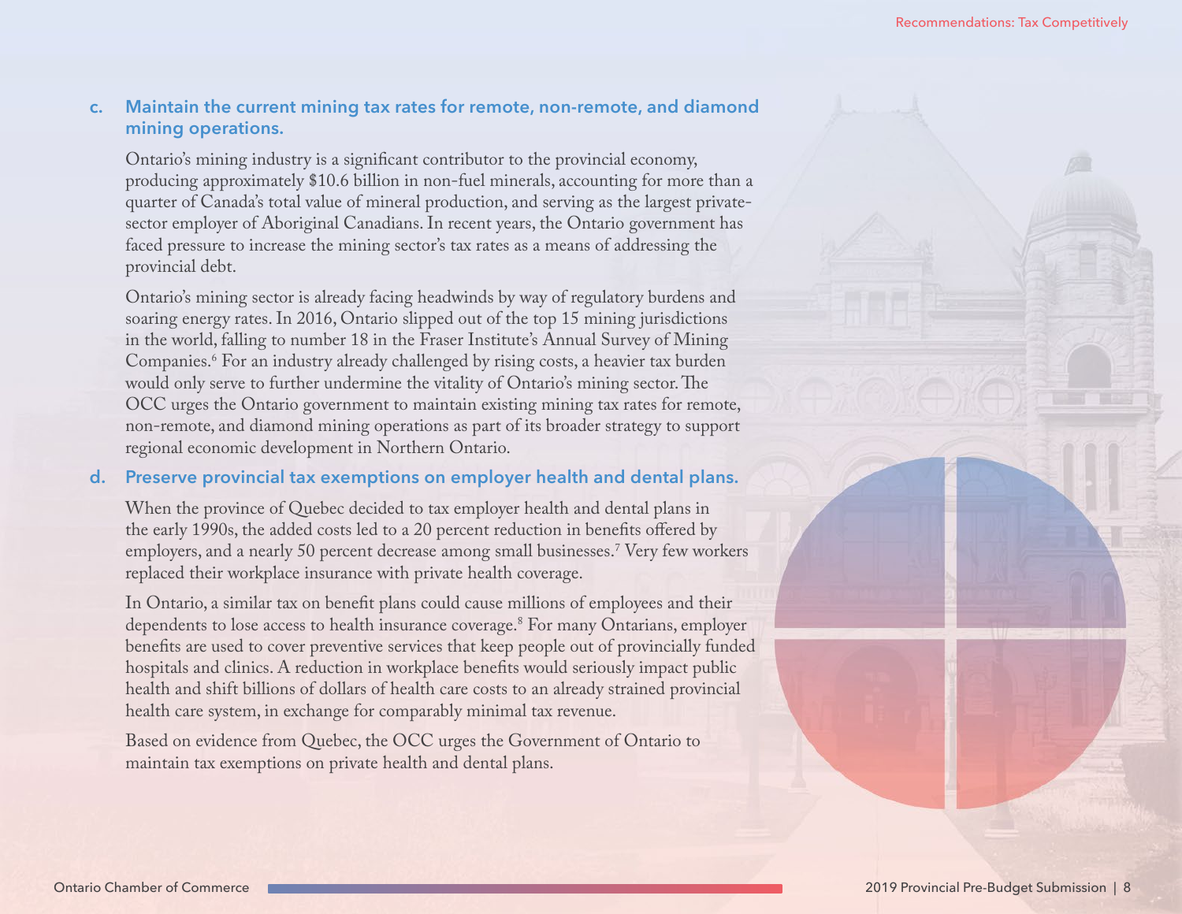### c. Maintain the current mining tax rates for remote, non-remote, and diamond mining operations.

Ontario's mining industry is a significant contributor to the provincial economy, producing approximately $10.6 billion in non-fuel minerals, accounting for more than a quarter of Canada's total value of mineral production, and serving as the largest private-sector employer of Aboriginal Canadians. In recent years, the Ontario government has faced pressure to increase the mining sector's tax rates as a means of addressing the provincial debt.

Ontario's mining sector is already facing headwinds by way of regulatory burdens and soaring energy rates. In 2016, Ontario slipped out of the top 15 mining jurisdictions in the world, falling to number 18 in the Fraser Institute's Annual Survey of Mining Companies.[6] For an industry already challenged by rising costs, a heavier tax burden would only serve to further undermine the vitality of Ontario's mining sector. The OCC urges the Ontario government to maintain existing mining tax rates for remote, non-remote, and diamond mining operations as part of its broader strategy to support regional economic development in Northern Ontario.

### d. Preserve provincial tax exemptions on employer health and dental plans.

When the province of Quebec decided to tax employer health and dental plans in the early 1990s, the added costs led to a 20 percent reduction in benefits offered by employers, and a nearly 50 percent decrease among small businesses.[7] Very few workers replaced their workplace insurance with private health coverage.

In Ontario, a similar tax on benefit plans could cause millions of employees and their dependents to lose access to health insurance coverage.[8] For many Ontarians, employer benefits are used to cover preventive services that keep people out of provincially funded hospitals and clinics. A reduction in workplace benefits would seriously impact public health and shift billions of dollars of health care costs to an already strained provincial health care system, in exchange for comparably minimal tax revenue.

Based on evidence from Quebec, the OCC urges the Government of Ontario to maintain tax exemptions on private health and dental plans.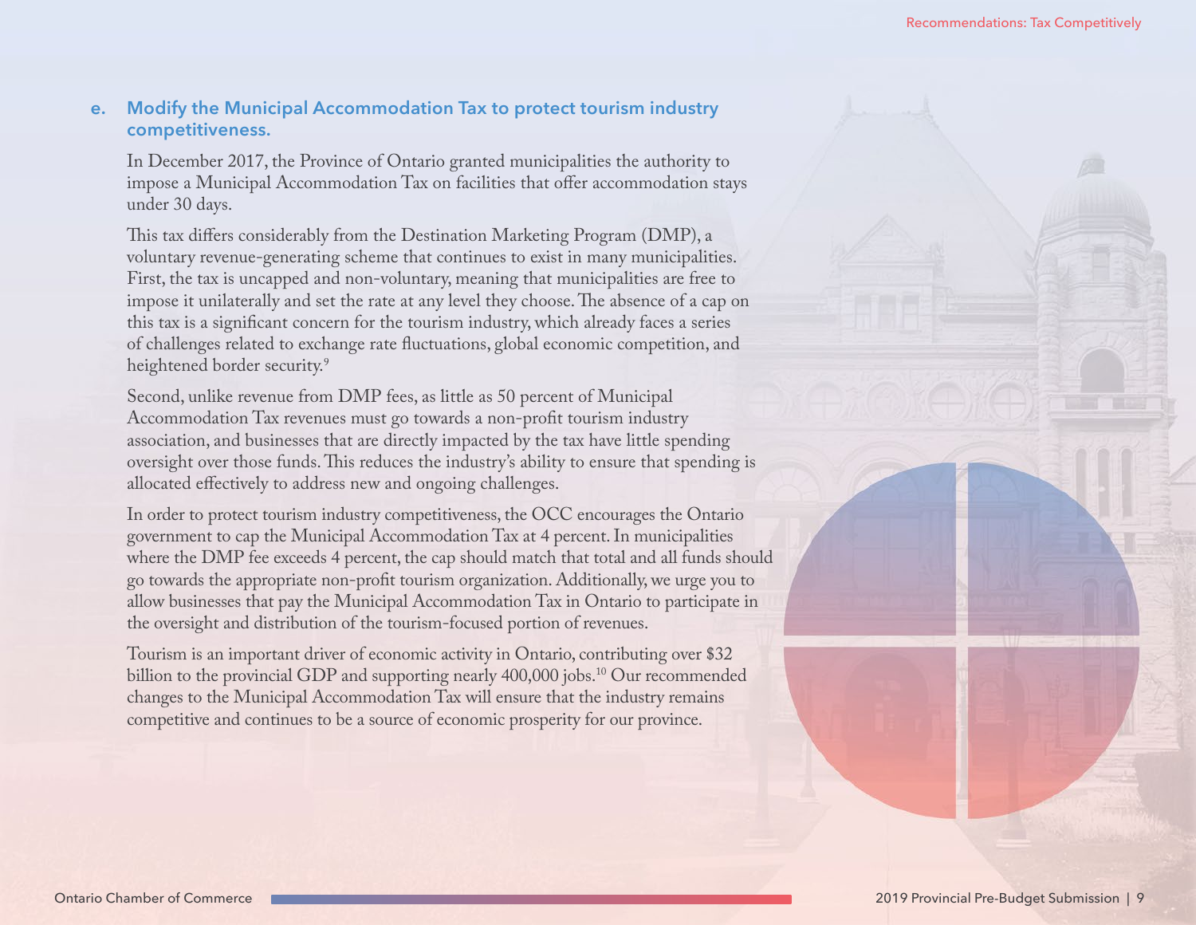### e. Modify the Municipal Accommodation Tax to protect tourism industry competitiveness.

In December 2017, the Province of Ontario granted municipalities the authority to impose a Municipal Accommodation Tax on facilities that offer accommodation stays under 30 days.

This tax differs considerably from the Destination Marketing Program (DMP), a voluntary revenue-generating scheme that continues to exist in many municipalities. First, the tax is uncapped and non-voluntary, meaning that municipalities are free to impose it unilaterally and set the rate at any level they choose. The absence of a cap on this tax is a significant concern for the tourism industry, which already faces a series of challenges related to exchange rate fluctuations, global economic competition, and heightened border security.[9]

Second, unlike revenue from DMP fees, as little as 50 percent of Municipal Accommodation Tax revenues must go towards a non-profit tourism industry association, and businesses that are directly impacted by the tax have little spending oversight over those funds. This reduces the industry's ability to ensure that spending is allocated effectively to address new and ongoing challenges.

In order to protect tourism industry competitiveness, the OCC encourages the Ontario government to cap the Municipal Accommodation Tax at 4 percent. In municipalities where the DMP fee exceeds 4 percent, the cap should match that total and all funds should go towards the appropriate non-profit tourism organization. Additionally, we urge you to allow businesses that pay the Municipal Accommodation Tax in Ontario to participate in the oversight and distribution of the tourism-focused portion of revenues.

Tourism is an important driver of economic activity in Ontario, contributing over $32 billion to the provincial GDP and supporting nearly 400,000 jobs.[10] Our recommended changes to the Municipal Accommodation Tax will ensure that the industry remains competitive and continues to be a source of economic prosperity for our province.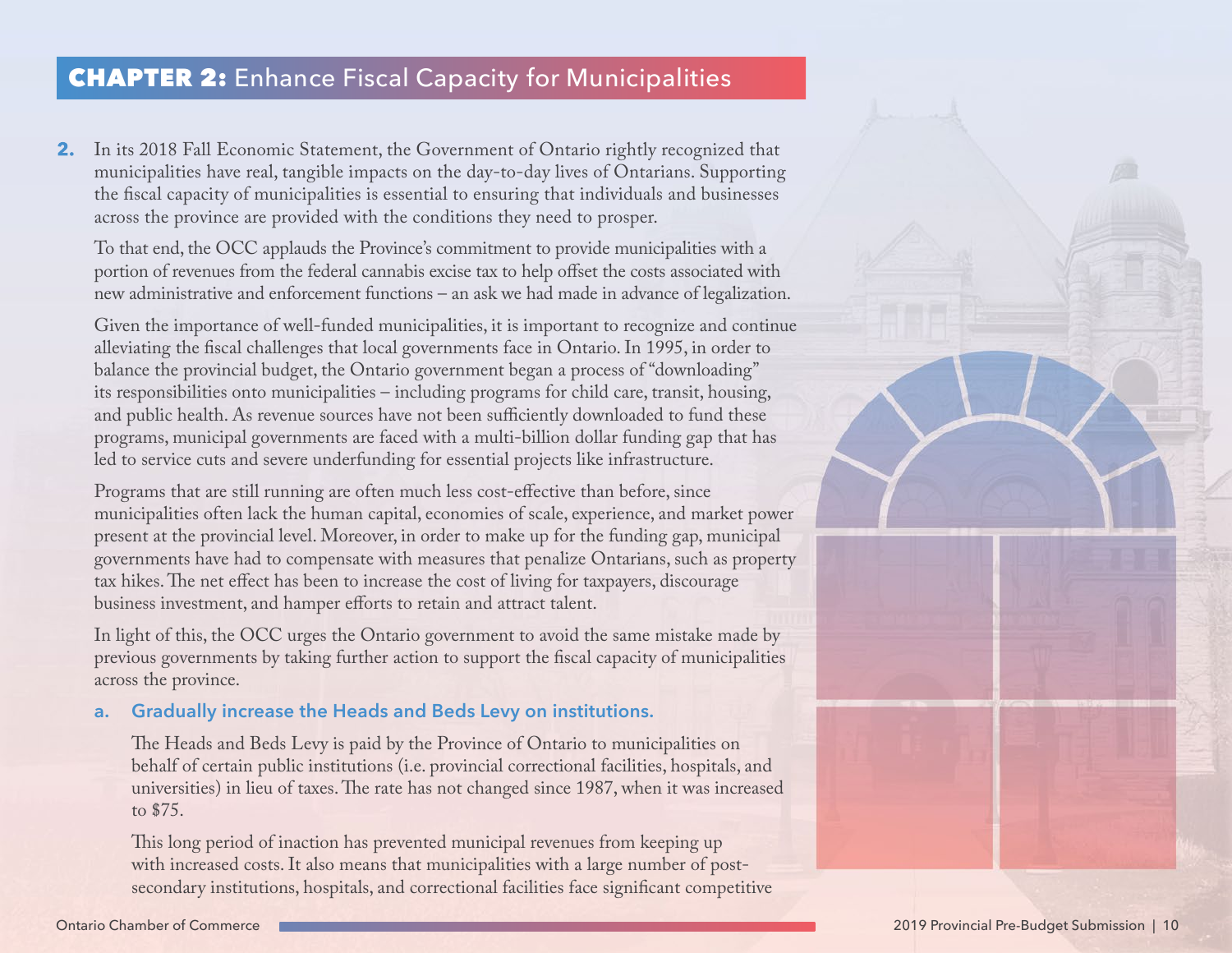## CHAPTER 2: Enhance Fiscal Capacity for Municipalities

**2.** In its 2018 Fall Economic Statement, the Government of Ontario rightly recognized that municipalities have real, tangible impacts on the day-to-day lives of Ontarians. Supporting the fiscal capacity of municipalities is essential to ensuring that individuals and businesses across the province are provided with the conditions they need to prosper.

To that end, the OCC applauds the Province's commitment to provide municipalities with a portion of revenues from the federal cannabis excise tax to help offset the costs associated with new administrative and enforcement functions – an ask we had made in advance of legalization.

Given the importance of well-funded municipalities, it is important to recognize and continue alleviating the fiscal challenges that local governments face in Ontario. In 1995, in order to balance the provincial budget, the Ontario government began a process of "downloading" its responsibilities onto municipalities – including programs for child care, transit, housing, and public health. As revenue sources have not been sufficiently downloaded to fund these programs, municipal governments are faced with a multi-billion dollar funding gap that has led to service cuts and severe underfunding for essential projects like infrastructure.

Programs that are still running are often much less cost-effective than before, since municipalities often lack the human capital, economies of scale, experience, and market power present at the provincial level. Moreover, in order to make up for the funding gap, municipal governments have had to compensate with measures that penalize Ontarians, such as property tax hikes. The net effect has been to increase the cost of living for taxpayers, discourage business investment, and hamper efforts to retain and attract talent.

In light of this, the OCC urges the Ontario government to avoid the same mistake made by previous governments by taking further action to support the fiscal capacity of municipalities across the province.

### a. Gradually increase the Heads and Beds Levy on institutions.

The Heads and Beds Levy is paid by the Province of Ontario to municipalities on behalf of certain public institutions (i.e. provincial correctional facilities, hospitals, and universities) in lieu of taxes. The rate has not changed since 1987, when it was increased to $75.

This long period of inaction has prevented municipal revenues from keeping up with increased costs. It also means that municipalities with a large number of post-secondary institutions, hospitals, and correctional facilities face significant competitive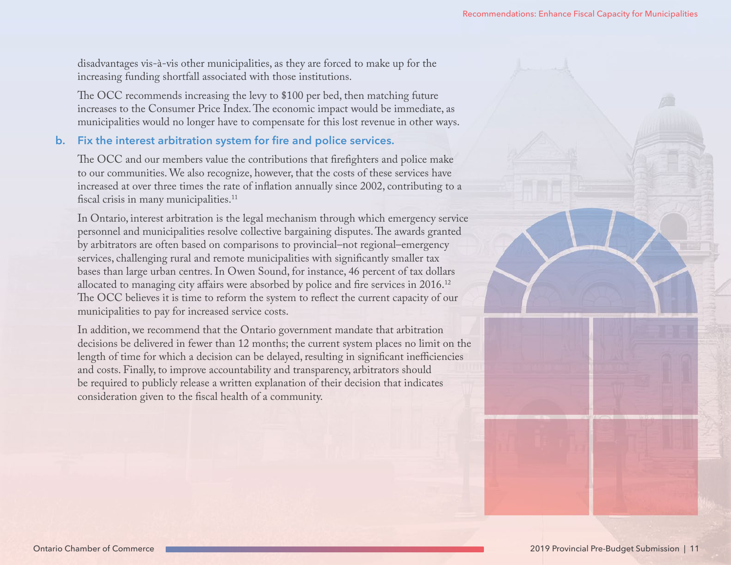disadvantages vis-à-vis other municipalities, as they are forced to make up for the increasing funding shortfall associated with those institutions.

The OCC recommends increasing the levy to $100 per bed, then matching future increases to the Consumer Price Index. The economic impact would be immediate, as municipalities would no longer have to compensate for this lost revenue in other ways.

### b. Fix the interest arbitration system for fire and police services.

The OCC and our members value the contributions that firefighters and police make to our communities. We also recognize, however, that the costs of these services have increased at over three times the rate of inflation annually since 2002, contributing to a fiscal crisis in many municipalities.[11]

In Ontario, interest arbitration is the legal mechanism through which emergency service personnel and municipalities resolve collective bargaining disputes. The awards granted by arbitrators are often based on comparisons to provincial–not regional–emergency services, challenging rural and remote municipalities with significantly smaller tax bases than large urban centres. In Owen Sound, for instance, 46 percent of tax dollars allocated to managing city affairs were absorbed by police and fire services in 2016.[12] The OCC believes it is time to reform the system to reflect the current capacity of our municipalities to pay for increased service costs.

In addition, we recommend that the Ontario government mandate that arbitration decisions be delivered in fewer than 12 months; the current system places no limit on the length of time for which a decision can be delayed, resulting in significant inefficiencies and costs. Finally, to improve accountability and transparency, arbitrators should be required to publicly release a written explanation of their decision that indicates consideration given to the fiscal health of a community.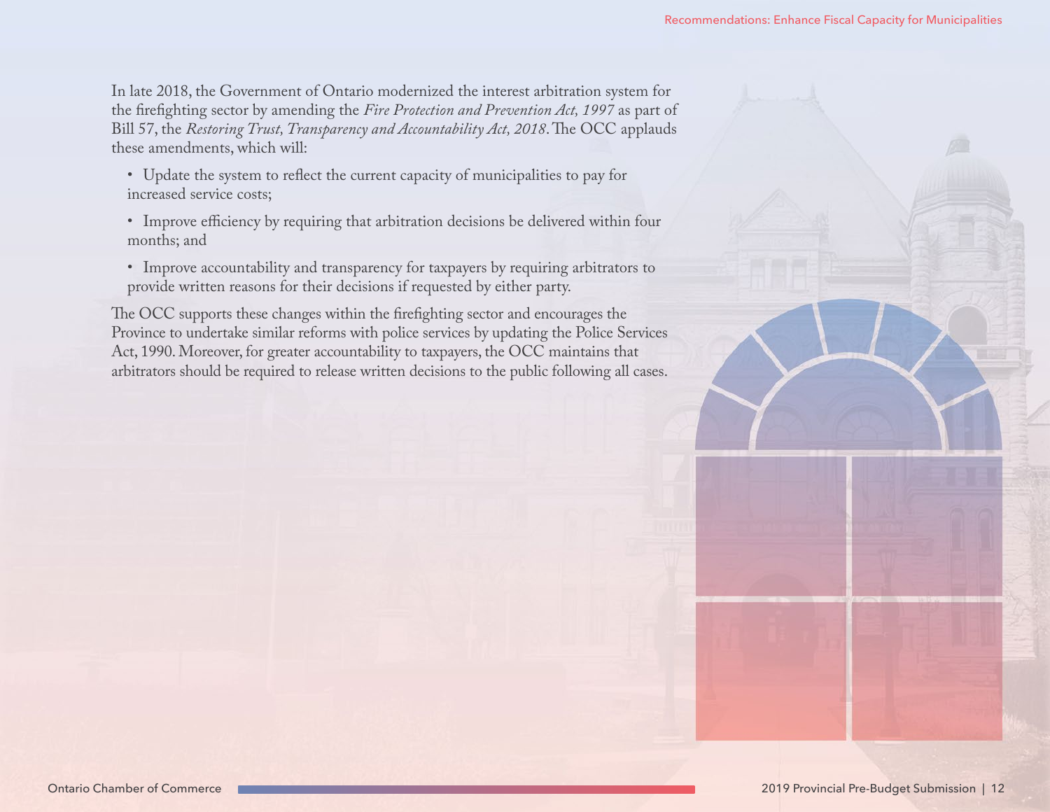In late 2018, the Government of Ontario modernized the interest arbitration system for the firefighting sector by amending the *Fire Protection and Prevention Act, 1997* as part of Bill 57, the *Restoring Trust, Transparency and Accountability Act, 2018*. The OCC applauds these amendments, which will:

- Update the system to reflect the current capacity of municipalities to pay for increased service costs;
- Improve efficiency by requiring that arbitration decisions be delivered within four months; and
- Improve accountability and transparency for taxpayers by requiring arbitrators to provide written reasons for their decisions if requested by either party.

The OCC supports these changes within the firefighting sector and encourages the Province to undertake similar reforms with police services by updating the Police Services Act, 1990. Moreover, for greater accountability to taxpayers, the OCC maintains that arbitrators should be required to release written decisions to the public following all cases.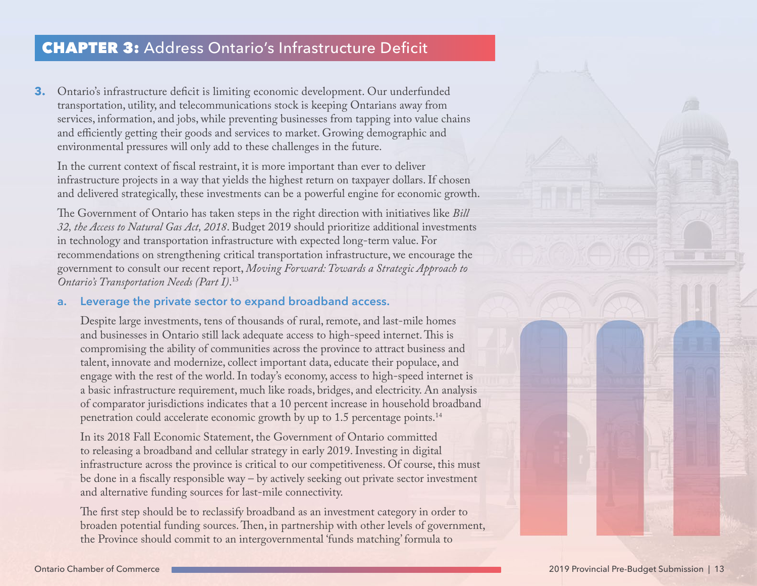## **CHAPTER 3:** Address Ontario's Infrastructure Deficit

**3.** Ontario's infrastructure deficit is limiting economic development. Our underfunded transportation, utility, and telecommunications stock is keeping Ontarians away from services, information, and jobs, while preventing businesses from tapping into value chains and efficiently getting their goods and services to market. Growing demographic and environmental pressures will only add to these challenges in the future.

In the current context of fiscal restraint, it is more important than ever to deliver infrastructure projects in a way that yields the highest return on taxpayer dollars. If chosen and delivered strategically, these investments can be a powerful engine for economic growth.

The Government of Ontario has taken steps in the right direction with initiatives like *Bill 32, the Access to Natural Gas Act, 2018*. Budget 2019 should prioritize additional investments in technology and transportation infrastructure with expected long-term value. For recommendations on strengthening critical transportation infrastructure, we encourage the government to consult our recent report, *Moving Forward: Towards a Strategic Approach to Ontario's Transportation Needs (Part I)*.[13]

### a. Leverage the private sector to expand broadband access.

Despite large investments, tens of thousands of rural, remote, and last-mile homes and businesses in Ontario still lack adequate access to high-speed internet. This is compromising the ability of communities across the province to attract business and talent, innovate and modernize, collect important data, educate their populace, and engage with the rest of the world. In today's economy, access to high-speed internet is a basic infrastructure requirement, much like roads, bridges, and electricity. An analysis of comparator jurisdictions indicates that a 10 percent increase in household broadband penetration could accelerate economic growth by up to 1.5 percentage points.[14]

In its 2018 Fall Economic Statement, the Government of Ontario committed to releasing a broadband and cellular strategy in early 2019. Investing in digital infrastructure across the province is critical to our competitiveness. Of course, this must be done in a fiscally responsible way – by actively seeking out private sector investment and alternative funding sources for last-mile connectivity.

The first step should be to reclassify broadband as an investment category in order to broaden potential funding sources. Then, in partnership with other levels of government, the Province should commit to an intergovernmental 'funds matching' formula to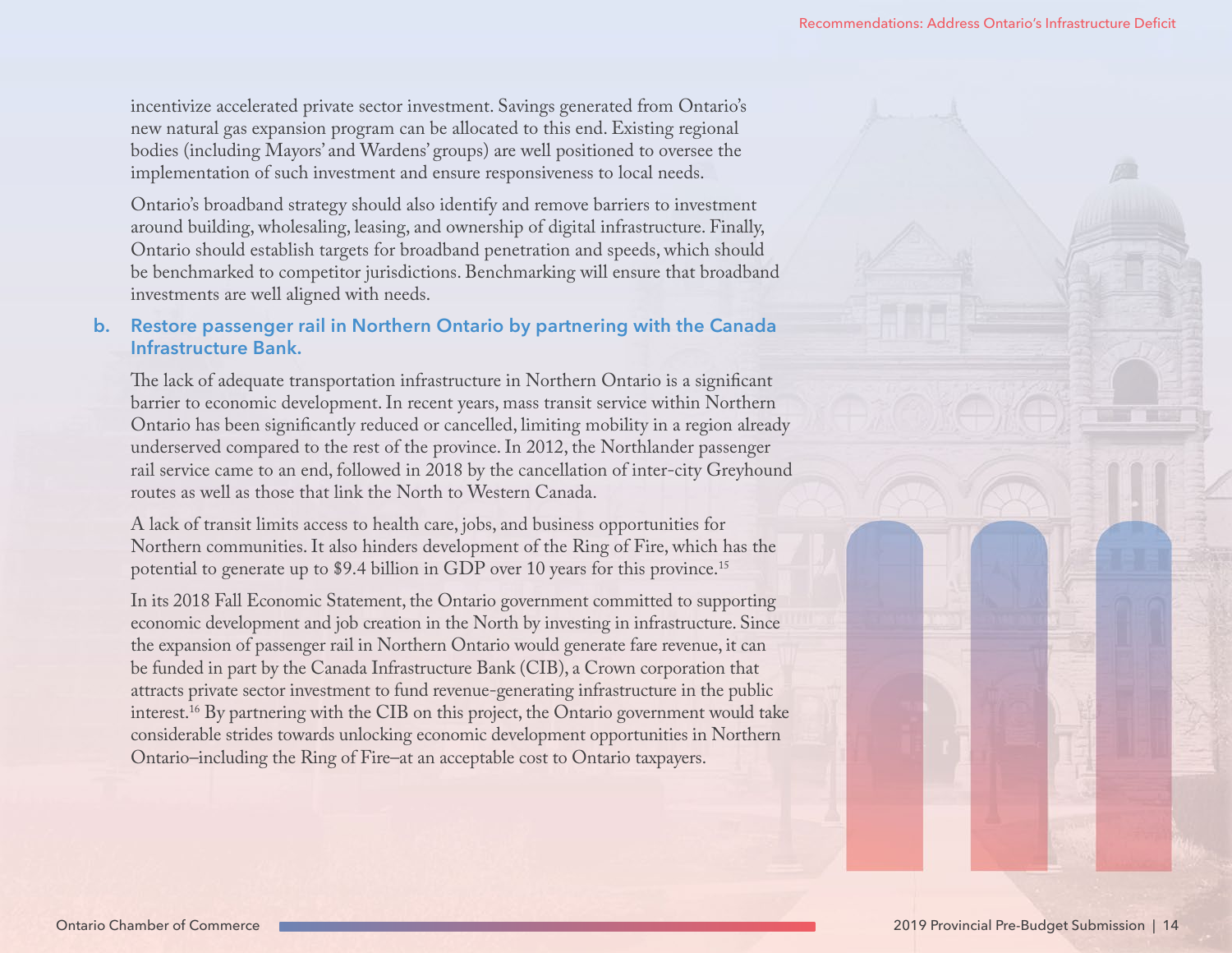incentivize accelerated private sector investment. Savings generated from Ontario's new natural gas expansion program can be allocated to this end. Existing regional bodies (including Mayors' and Wardens' groups) are well positioned to oversee the implementation of such investment and ensure responsiveness to local needs.

Ontario's broadband strategy should also identify and remove barriers to investment around building, wholesaling, leasing, and ownership of digital infrastructure. Finally, Ontario should establish targets for broadband penetration and speeds, which should be benchmarked to competitor jurisdictions. Benchmarking will ensure that broadband investments are well aligned with needs.

### b. Restore passenger rail in Northern Ontario by partnering with the Canada Infrastructure Bank.

The lack of adequate transportation infrastructure in Northern Ontario is a significant barrier to economic development. In recent years, mass transit service within Northern Ontario has been significantly reduced or cancelled, limiting mobility in a region already underserved compared to the rest of the province. In 2012, the Northlander passenger rail service came to an end, followed in 2018 by the cancellation of inter-city Greyhound routes as well as those that link the North to Western Canada.

A lack of transit limits access to health care, jobs, and business opportunities for Northern communities. It also hinders development of the Ring of Fire, which has the potential to generate up to $9.4 billion in GDP over 10 years for this province.[15]

In its 2018 Fall Economic Statement, the Ontario government committed to supporting economic development and job creation in the North by investing in infrastructure. Since the expansion of passenger rail in Northern Ontario would generate fare revenue, it can be funded in part by the Canada Infrastructure Bank (CIB), a Crown corporation that attracts private sector investment to fund revenue-generating infrastructure in the public interest.[16] By partnering with the CIB on this project, the Ontario government would take considerable strides towards unlocking economic development opportunities in Northern Ontario–including the Ring of Fire–at an acceptable cost to Ontario taxpayers.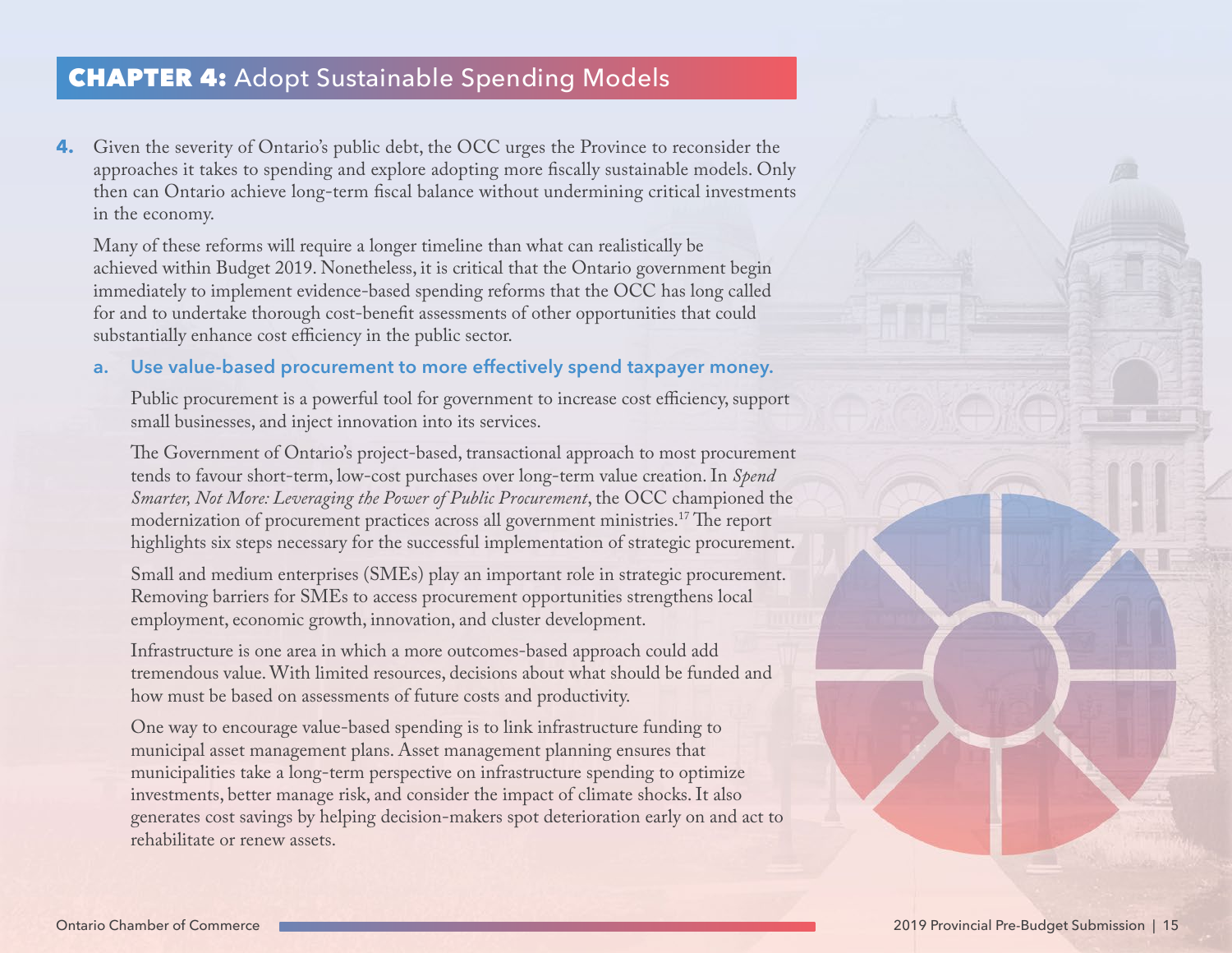## CHAPTER 4: Adopt Sustainable Spending Models

**4.** Given the severity of Ontario's public debt, the OCC urges the Province to reconsider the approaches it takes to spending and explore adopting more fiscally sustainable models. Only then can Ontario achieve long-term fiscal balance without undermining critical investments in the economy.

Many of these reforms will require a longer timeline than what can realistically be achieved within Budget 2019. Nonetheless, it is critical that the Ontario government begin immediately to implement evidence-based spending reforms that the OCC has long called for and to undertake thorough cost-benefit assessments of other opportunities that could substantially enhance cost efficiency in the public sector.

**a. Use value-based procurement to more effectively spend taxpayer money.**

Public procurement is a powerful tool for government to increase cost efficiency, support small businesses, and inject innovation into its services.

The Government of Ontario's project-based, transactional approach to most procurement tends to favour short-term, low-cost purchases over long-term value creation. In *Spend Smarter, Not More: Leveraging the Power of Public Procurement*, the OCC championed the modernization of procurement practices across all government ministries.[17] The report highlights six steps necessary for the successful implementation of strategic procurement.

Small and medium enterprises (SMEs) play an important role in strategic procurement. Removing barriers for SMEs to access procurement opportunities strengthens local employment, economic growth, innovation, and cluster development.

Infrastructure is one area in which a more outcomes-based approach could add tremendous value. With limited resources, decisions about what should be funded and how must be based on assessments of future costs and productivity.

One way to encourage value-based spending is to link infrastructure funding to municipal asset management plans. Asset management planning ensures that municipalities take a long-term perspective on infrastructure spending to optimize investments, better manage risk, and consider the impact of climate shocks. It also generates cost savings by helping decision-makers spot deterioration early on and act to rehabilitate or renew assets.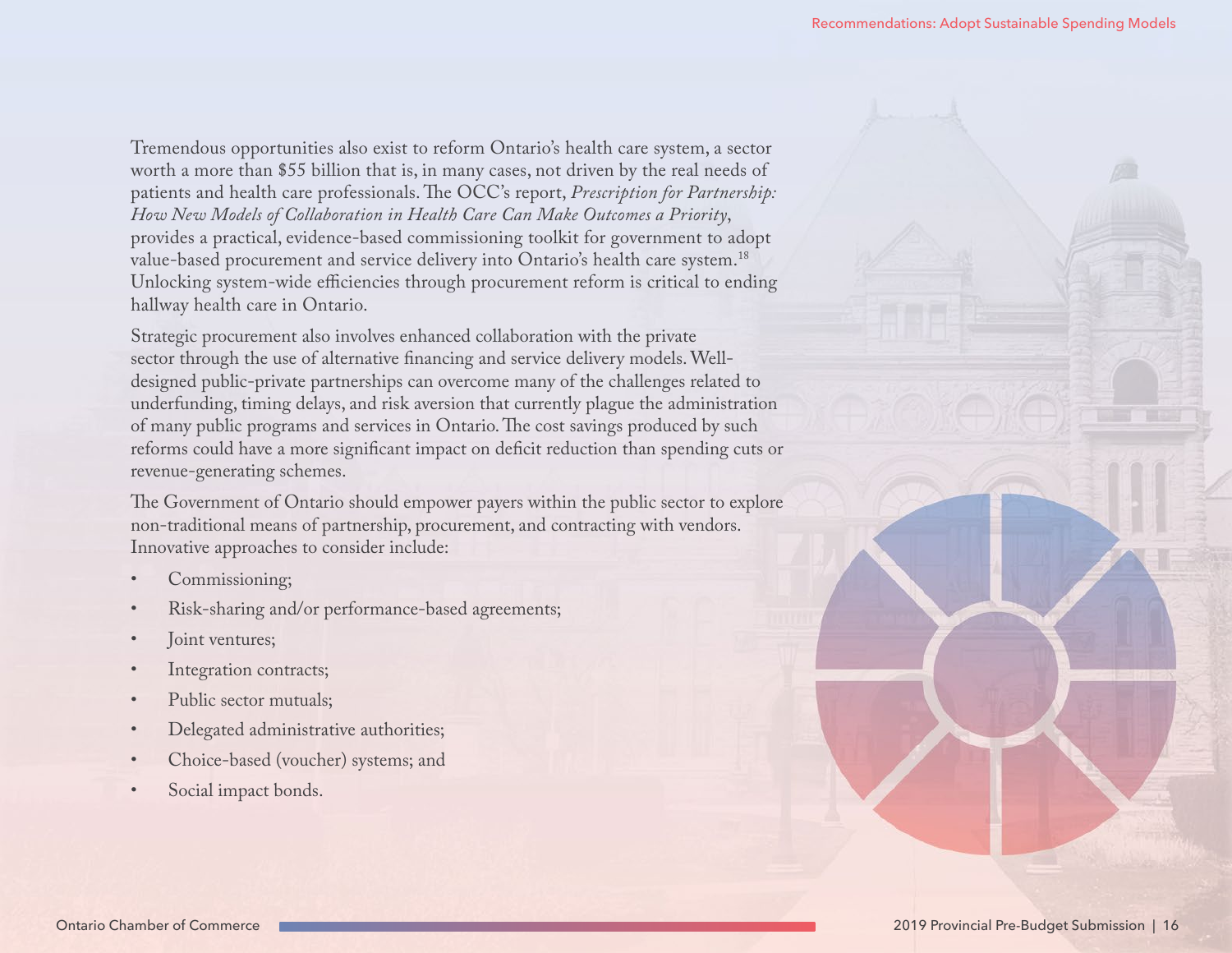Tremendous opportunities also exist to reform Ontario's health care system, a sector worth a more than $55 billion that is, in many cases, not driven by the real needs of patients and health care professionals. The OCC's report, *Prescription for Partnership: How New Models of Collaboration in Health Care Can Make Outcomes a Priority*, provides a practical, evidence-based commissioning toolkit for government to adopt value-based procurement and service delivery into Ontario's health care system.[18] Unlocking system-wide efficiencies through procurement reform is critical to ending hallway health care in Ontario.

Strategic procurement also involves enhanced collaboration with the private sector through the use of alternative financing and service delivery models. Well-designed public-private partnerships can overcome many of the challenges related to underfunding, timing delays, and risk aversion that currently plague the administration of many public programs and services in Ontario. The cost savings produced by such reforms could have a more significant impact on deficit reduction than spending cuts or revenue-generating schemes.

The Government of Ontario should empower payers within the public sector to explore non-traditional means of partnership, procurement, and contracting with vendors. Innovative approaches to consider include:

- Commissioning;
- Risk-sharing and/or performance-based agreements;
- Joint ventures;
- Integration contracts;
- Public sector mutuals;
- Delegated administrative authorities;
- Choice-based (voucher) systems; and
- Social impact bonds.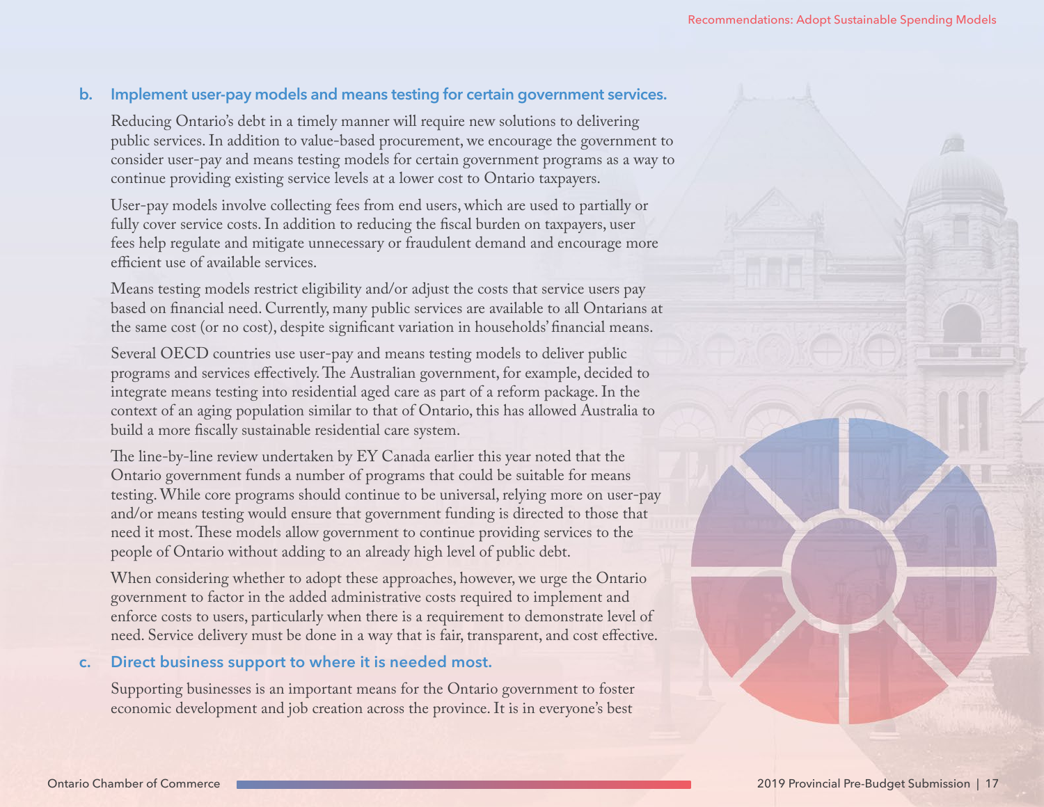### b. Implement user-pay models and means testing for certain government services.

Reducing Ontario's debt in a timely manner will require new solutions to delivering public services. In addition to value-based procurement, we encourage the government to consider user-pay and means testing models for certain government programs as a way to continue providing existing service levels at a lower cost to Ontario taxpayers.

User-pay models involve collecting fees from end users, which are used to partially or fully cover service costs. In addition to reducing the fiscal burden on taxpayers, user fees help regulate and mitigate unnecessary or fraudulent demand and encourage more efficient use of available services.

Means testing models restrict eligibility and/or adjust the costs that service users pay based on financial need. Currently, many public services are available to all Ontarians at the same cost (or no cost), despite significant variation in households' financial means.

Several OECD countries use user-pay and means testing models to deliver public programs and services effectively. The Australian government, for example, decided to integrate means testing into residential aged care as part of a reform package. In the context of an aging population similar to that of Ontario, this has allowed Australia to build a more fiscally sustainable residential care system.

The line-by-line review undertaken by EY Canada earlier this year noted that the Ontario government funds a number of programs that could be suitable for means testing. While core programs should continue to be universal, relying more on user-pay and/or means testing would ensure that government funding is directed to those that need it most. These models allow government to continue providing services to the people of Ontario without adding to an already high level of public debt.

When considering whether to adopt these approaches, however, we urge the Ontario government to factor in the added administrative costs required to implement and enforce costs to users, particularly when there is a requirement to demonstrate level of need. Service delivery must be done in a way that is fair, transparent, and cost effective.

### c. Direct business support to where it is needed most.

Supporting businesses is an important means for the Ontario government to foster economic development and job creation across the province. It is in everyone's best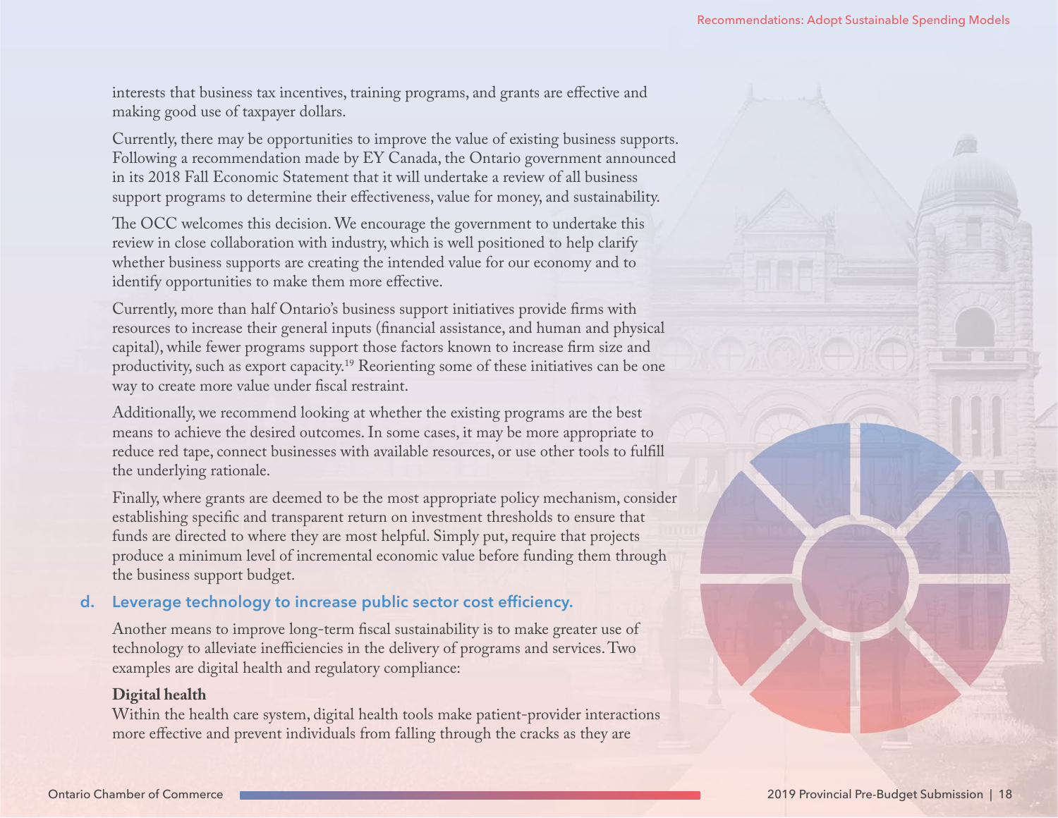interests that business tax incentives, training programs, and grants are effective and making good use of taxpayer dollars.

Currently, there may be opportunities to improve the value of existing business supports. Following a recommendation made by EY Canada, the Ontario government announced in its 2018 Fall Economic Statement that it will undertake a review of all business support programs to determine their effectiveness, value for money, and sustainability.

The OCC welcomes this decision. We encourage the government to undertake this review in close collaboration with industry, which is well positioned to help clarify whether business supports are creating the intended value for our economy and to identify opportunities to make them more effective.

Currently, more than half Ontario's business support initiatives provide firms with resources to increase their general inputs (financial assistance, and human and physical capital), while fewer programs support those factors known to increase firm size and productivity, such as export capacity.[19] Reorienting some of these initiatives can be one way to create more value under fiscal restraint.

Additionally, we recommend looking at whether the existing programs are the best means to achieve the desired outcomes. In some cases, it may be more appropriate to reduce red tape, connect businesses with available resources, or use other tools to fulfill the underlying rationale.

Finally, where grants are deemed to be the most appropriate policy mechanism, consider establishing specific and transparent return on investment thresholds to ensure that funds are directed to where they are most helpful. Simply put, require that projects produce a minimum level of incremental economic value before funding them through the business support budget.

### d. Leverage technology to increase public sector cost efficiency.

Another means to improve long-term fiscal sustainability is to make greater use of technology to alleviate inefficiencies in the delivery of programs and services. Two examples are digital health and regulatory compliance:

**Digital health**

Within the health care system, digital health tools make patient-provider interactions more effective and prevent individuals from falling through the cracks as they are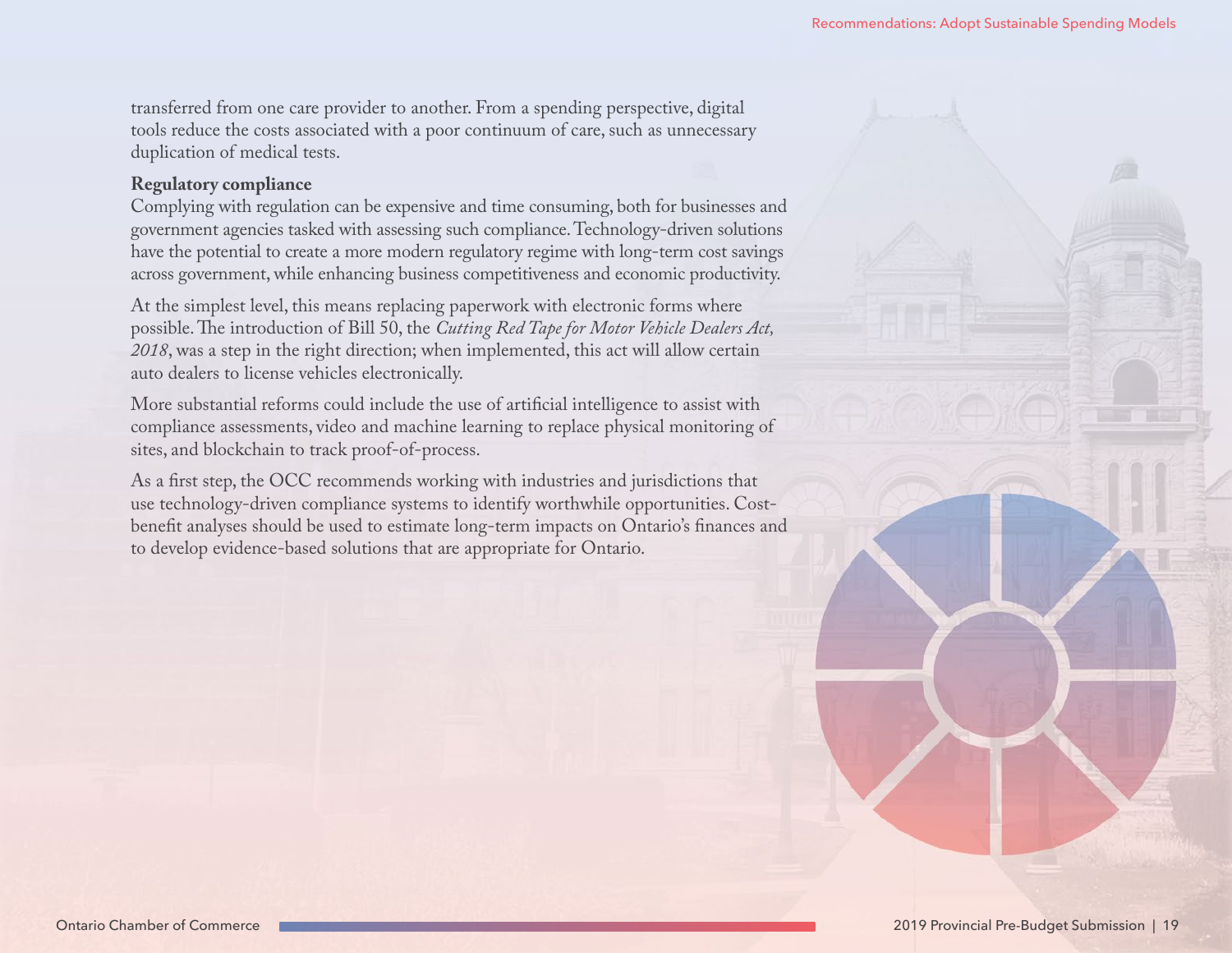transferred from one care provider to another. From a spending perspective, digital tools reduce the costs associated with a poor continuum of care, such as unnecessary duplication of medical tests.

**Regulatory compliance**

Complying with regulation can be expensive and time consuming, both for businesses and government agencies tasked with assessing such compliance. Technology-driven solutions have the potential to create a more modern regulatory regime with long-term cost savings across government, while enhancing business competitiveness and economic productivity.

At the simplest level, this means replacing paperwork with electronic forms where possible. The introduction of Bill 50, the *Cutting Red Tape for Motor Vehicle Dealers Act, 2018*, was a step in the right direction; when implemented, this act will allow certain auto dealers to license vehicles electronically.

More substantial reforms could include the use of artificial intelligence to assist with compliance assessments, video and machine learning to replace physical monitoring of sites, and blockchain to track proof-of-process.

As a first step, the OCC recommends working with industries and jurisdictions that use technology-driven compliance systems to identify worthwhile opportunities. Cost-benefit analyses should be used to estimate long-term impacts on Ontario's finances and to develop evidence-based solutions that are appropriate for Ontario.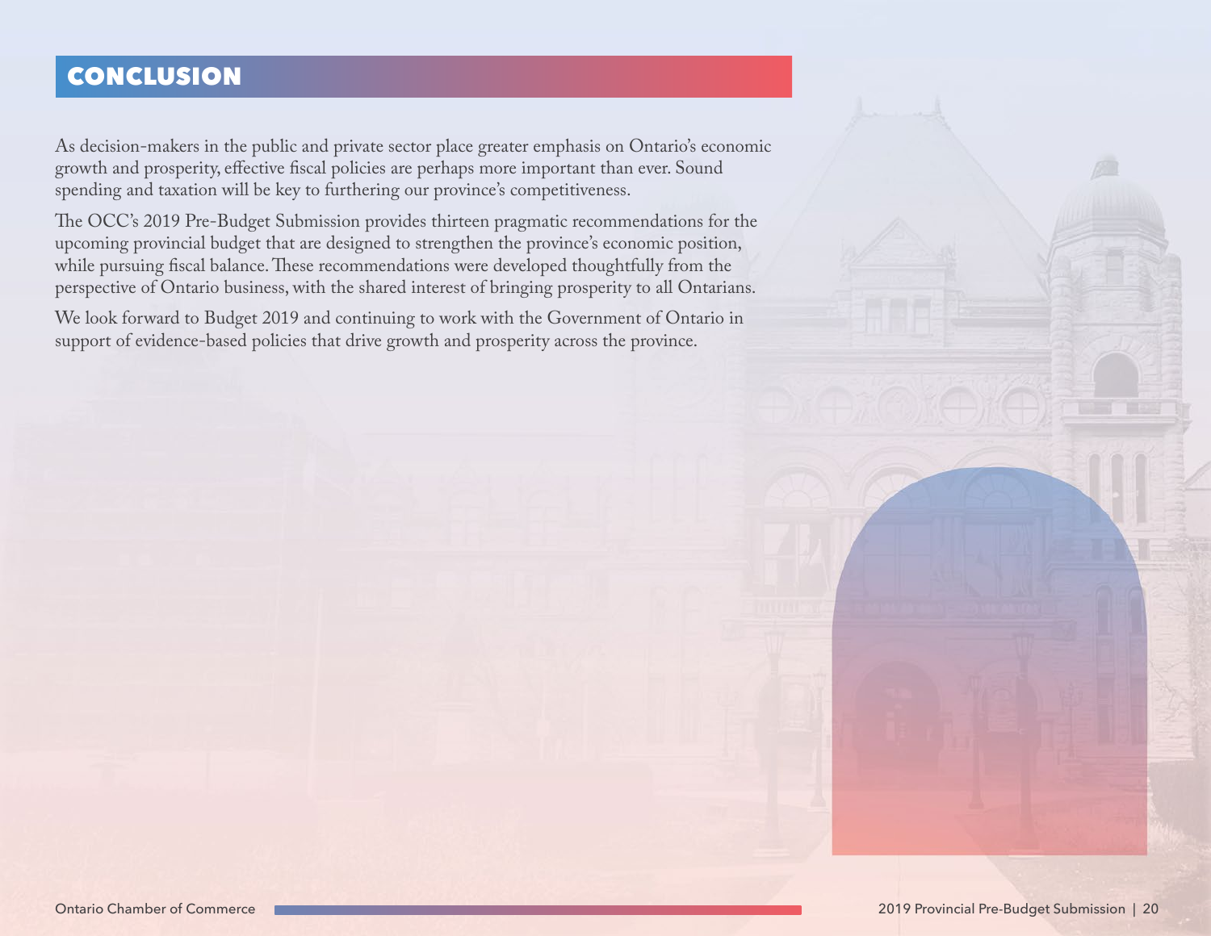## CONCLUSION

As decision-makers in the public and private sector place greater emphasis on Ontario's economic growth and prosperity, effective fiscal policies are perhaps more important than ever. Sound spending and taxation will be key to furthering our province's competitiveness.

The OCC's 2019 Pre-Budget Submission provides thirteen pragmatic recommendations for the upcoming provincial budget that are designed to strengthen the province's economic position, while pursuing fiscal balance. These recommendations were developed thoughtfully from the perspective of Ontario business, with the shared interest of bringing prosperity to all Ontarians.

We look forward to Budget 2019 and continuing to work with the Government of Ontario in support of evidence-based policies that drive growth and prosperity across the province.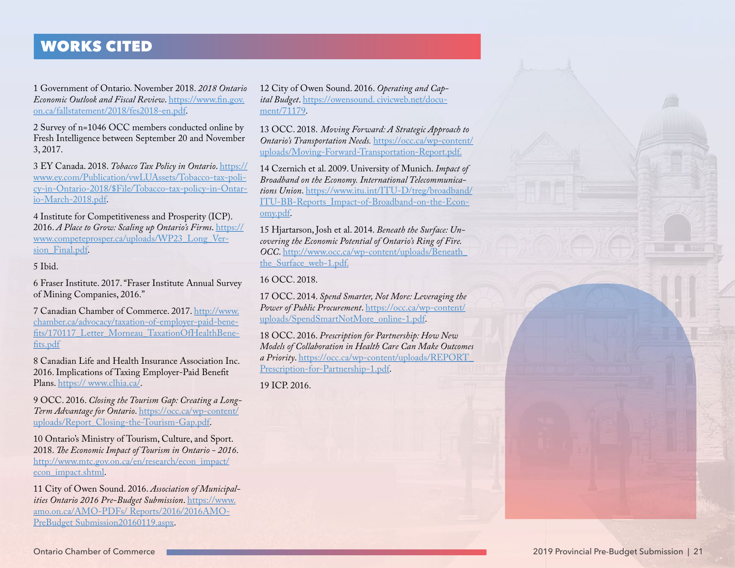# WORKS CITED

1 Government of Ontario. November 2018. *2018 Ontario Economic Outlook and Fiscal Review*. https://www.fin.gov.on.ca/fallstatement/2018/fes2018-en.pdf.

2 Survey of n=1046 OCC members conducted online by Fresh Intelligence between September 20 and November 3, 2017.

3 EY Canada. 2018. *Tobacco Tax Policy in Ontario*. https://www.ey.com/Publication/vwLUAssets/Tobacco-tax-policy-in-Ontario-2018/$File/Tobacco-tax-policy-in-Ontario-March-2018.pdf.

4 Institute for Competitiveness and Prosperity (ICP). 2016. *A Place to Grow: Scaling up Ontario's Firms*. https://www.competeprosper.ca/uploads/WP23_Long_Version_Final.pdf.

5 Ibid.

6 Fraser Institute. 2017. "Fraser Institute Annual Survey of Mining Companies, 2016."

7 Canadian Chamber of Commerce. 2017. http://www.chamber.ca/advocacy/taxation-of-employer-paid-benefits/170117_Letter_Morneau_TaxationOfHealthBenefits.pdf

8 Canadian Life and Health Insurance Association Inc. 2016. Implications of Taxing Employer-Paid Benefit Plans. https:// www.clhia.ca/.

9 OCC. 2016. *Closing the Tourism Gap: Creating a Long-Term Advantage for Ontario*. https://occ.ca/wp-content/uploads/Report_Closing-the-Tourism-Gap.pdf.

10 Ontario's Ministry of Tourism, Culture, and Sport. 2018. *The Economic Impact of Tourism in Ontario - 2016*. http://www.mtc.gov.on.ca/en/research/econ_impact/econ_impact.shtml.

11 City of Owen Sound. 2016. *Association of Municipalities Ontario 2016 Pre-Budget Submission*. https://www.amo.on.ca/AMO-PDFs/ Reports/2016/2016AMO-PreBudget Submission20160119.aspx.

12 City of Owen Sound. 2016. *Operating and Capital Budget*. https://owensound. civicweb.net/document/71179.

13 OCC. 2018. *Moving Forward: A Strategic Approach to Ontario's Transportation Needs.* https://occ.ca/wp-content/uploads/Moving-Forward-Transportation-Report.pdf.

14 Czernich et al. 2009. University of Munich. *Impact of Broadband on the Economy. International Telecommunications Union*. https://www.itu.int/ITU-D/treg/broadband/ITU-BB-Reports_Impact-of-Broadband-on-the-Economy.pdf.

15 Hjartarson, Josh et al. 2014. *Beneath the Surface: Uncovering the Economic Potential of Ontario's Ring of Fire. OCC*. http://www.occ.ca/wp-content/uploads/Beneath_the_Surface_web-1.pdf.

16 OCC. 2018.

17 OCC. 2014. *Spend Smarter, Not More: Leveraging the Power of Public Procurement*. https://occ.ca/wp-content/uploads/SpendSmartNotMore_online-1.pdf.

18 OCC. 2016. *Prescription for Partnership: How New Models of Collaboration in Health Care Can Make Outcomes a Priority*. https://occ.ca/wp-content/uploads/REPORT_Prescription-for-Partnership-1.pdf.

19 ICP. 2016.